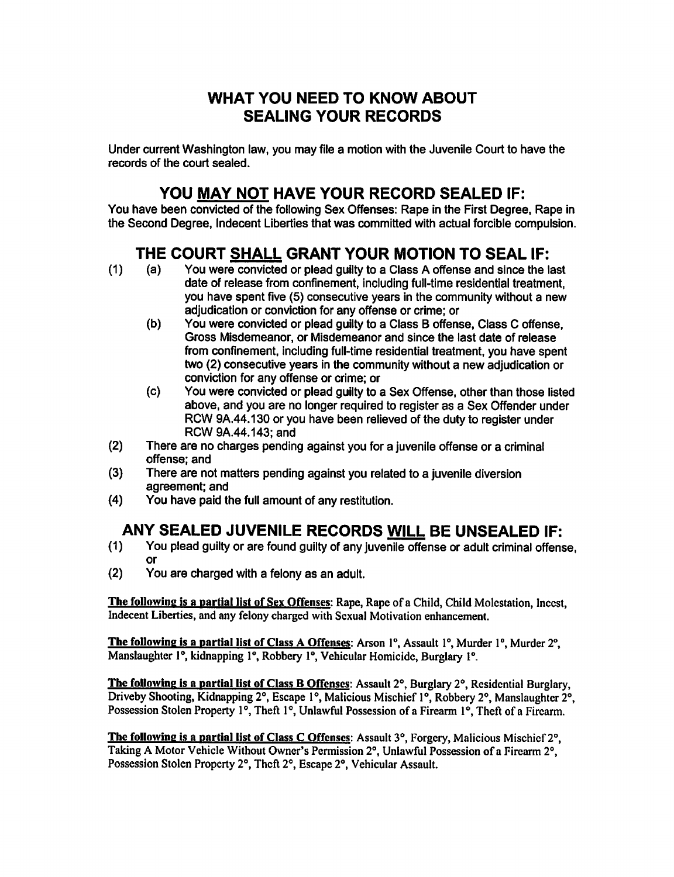# WHAT YOU NEED TO KNOW ABOUT SEALING YOUR RECORDS

Under current Washington law, you may file a motion with the Juvenile Court to have the records of the court sealed.

## YOU <u>MAY NOT</u> HAVE YOUR RECORD SEALED IF:

You have been convicted of the following Sex Offenses: Rape in the First Degree, Rape in the Second Degree, Indecent Liberties that was committed with actual forcible compulsion.

## THE COURT <u>SHALL</u> GRANT YOUR MOTION TO SEAL IF:

(1) (a) You were convicted or plead guilty to a Class A offense and since the last date of release from confinement, including full-time residential treatment, you have spent five (5) consecutive years in the community without a new adjudication or conviction for any offense or crime; or

(b) You were convicted or plead guilty to a Class B offense, Class C offense, Gross Misdemeanor, or Misdemeanor and since the last date of release from confinement, including full-time residential treatment, you have spent two (2) consecutive years in the community without a new adjudication or conviction for any offense or crime; or

(c) You were convicted or plead guilty to a Sex Offense, other than those listed above, and you are no longer required to register as a Sex Offender under RCW 9A.44.130 or you have been relieved of the duty to register under RCW 9A.44.143; and

(2) There are no charges pending against you for a juvenile offense or a criminal offense; and

(3) There are not matters pending against you related to a juvenile diversion agreement; and

(4) You have paid the full amount of any restitution.

## ANY SEALED JUVENILE RECORDS <u>WILL</u> BE UNSEALED IF:

(1) You plead guilty or are found guilty of any juvenile offense or adult criminal offense, or

(2) You are charged with a felony as an adult.

**<u>The following is a partial list of Sex Offenses</u>**: Rape, Rape of a Child, Child Molestation, Incest, Indecent Liberties, and any felony charged with Sexual Motivation enhancement.

**<u>The following is a partial list of Class A Offenses</u>**: Arson 1°, Assault 1°, Murder 1°, Murder 2°, Manslaughter 1°, kidnapping 1°, Robbery 1°, Vehicular Homicide, Burglary 1°.

**<u>The following is a partial list of Class B Offenses</u>**: Assault 2°, Burglary 2°, Residential Burglary, Driveby Shooting, Kidnapping 2°, Escape 1°, Malicious Mischief 1°, Robbery 2°, Manslaughter 2°, Possession Stolen Property 1°, Theft 1°, Unlawful Possession of a Firearm 1°, Theft of a Firearm.

**<u>The following is a partial list of Class C Offenses</u>**: Assault 3°, Forgery, Malicious Mischief 2°, Taking A Motor Vehicle Without Owner's Permission 2°, Unlawful Possession of a Firearm 2°, Possession Stolen Property 2°, Theft 2°, Escape 2°, Vehicular Assault.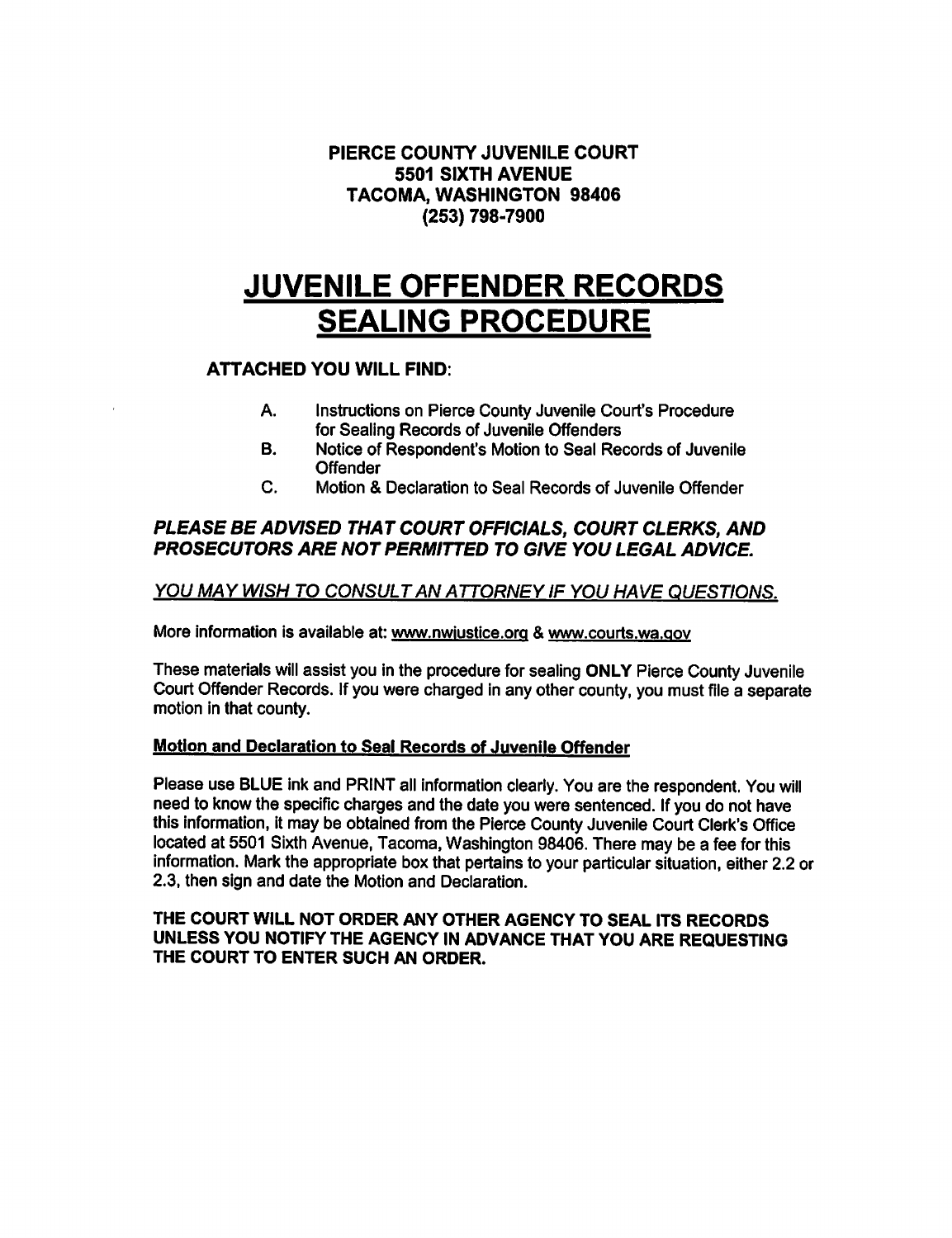**PIERCE COUNTY JUVENILE COURT**
**5501 SIXTH AVENUE**
**TACOMA, WASHINGTON 98406**
**(253) 798-7900**

# JUVENILE OFFENDER RECORDS SEALING PROCEDURE

### ATTACHED YOU WILL FIND:

A. Instructions on Pierce County Juvenile Court's Procedure for Sealing Records of Juvenile Offenders
B. Notice of Respondent's Motion to Seal Records of Juvenile Offender
C. Motion & Declaration to Seal Records of Juvenile Offender

***PLEASE BE ADVISED THAT COURT OFFICIALS, COURT CLERKS, AND PROSECUTORS ARE NOT PERMITTED TO GIVE YOU LEGAL ADVICE.***

*YOU MAY WISH TO CONSULT AN ATTORNEY IF YOU HAVE QUESTIONS.*

More information is available at: www.nwjustice.org & www.courts.wa.gov

These materials will assist you in the procedure for sealing **ONLY** Pierce County Juvenile Court Offender Records. If you were charged in any other county, you must file a separate motion in that county.

**Motion and Declaration to Seal Records of Juvenile Offender**

Please use BLUE ink and PRINT all information clearly. You are the respondent. You will need to know the specific charges and the date you were sentenced. If you do not have this information, it may be obtained from the Pierce County Juvenile Court Clerk's Office located at 5501 Sixth Avenue, Tacoma, Washington 98406. There may be a fee for this information. Mark the appropriate box that pertains to your particular situation, either 2.2 or 2.3, then sign and date the Motion and Declaration.

**THE COURT WILL NOT ORDER ANY OTHER AGENCY TO SEAL ITS RECORDS UNLESS YOU NOTIFY THE AGENCY IN ADVANCE THAT YOU ARE REQUESTING THE COURT TO ENTER SUCH AN ORDER.**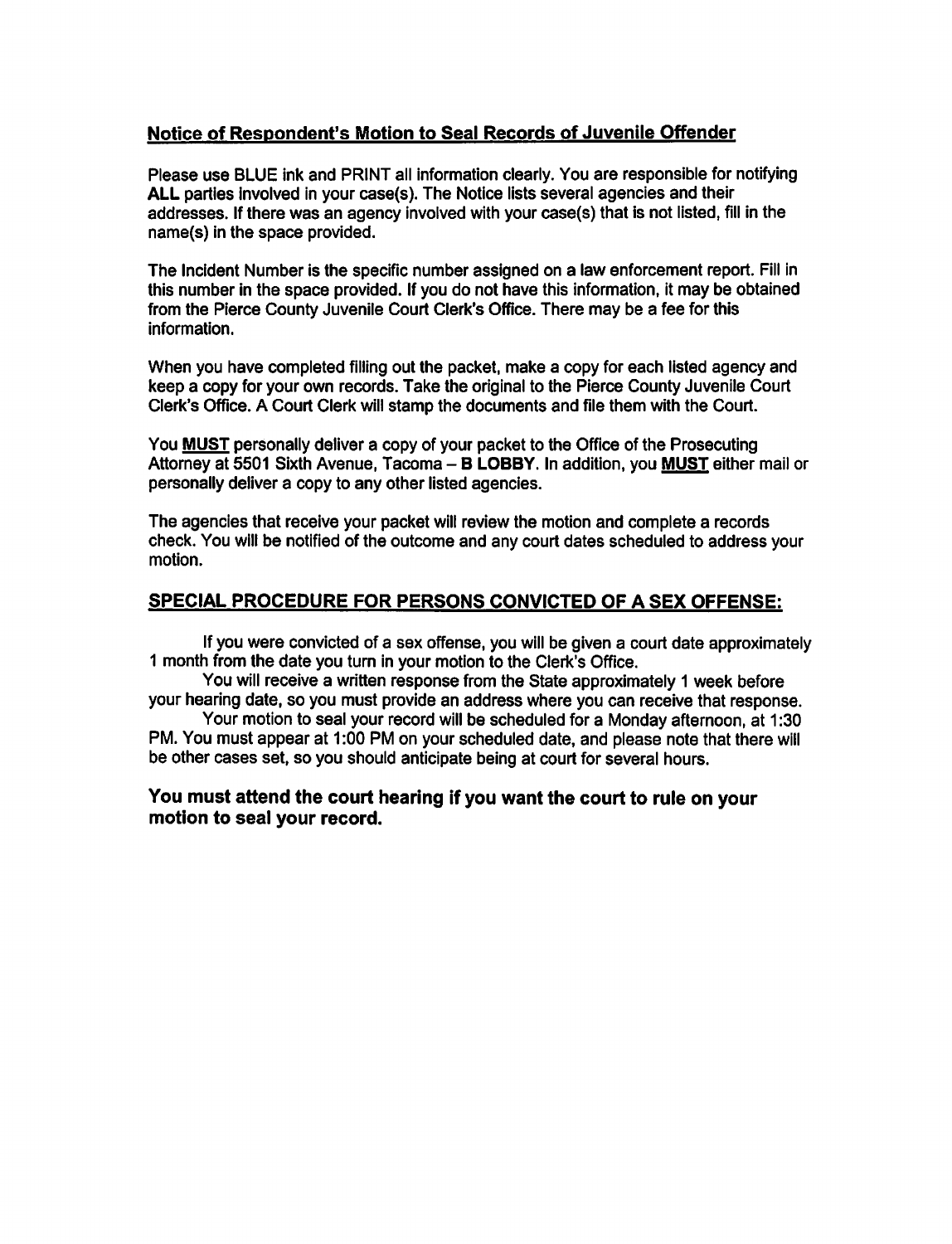## <u>Notice of Respondent's Motion to Seal Records of Juvenile Offender</u>

Please use BLUE ink and PRINT all information clearly. You are responsible for notifying **ALL** parties involved in your case(s). The Notice lists several agencies and their addresses. If there was an agency involved with your case(s) that is not listed, fill in the name(s) in the space provided.

The Incident Number is the specific number assigned on a law enforcement report. Fill in this number in the space provided. If you do not have this information, it may be obtained from the Pierce County Juvenile Court Clerk's Office. There may be a fee for this information.

When you have completed filling out the packet, make a copy for each listed agency and keep a copy for your own records. Take the original to the Pierce County Juvenile Court Clerk's Office. A Court Clerk will stamp the documents and file them with the Court.

You **<u>MUST</u>** personally deliver a copy of your packet to the Office of the Prosecuting Attorney at 5501 Sixth Avenue, Tacoma – **B LOBBY**. In addition, you **<u>MUST</u>** either mail or personally deliver a copy to any other listed agencies.

The agencies that receive your packet will review the motion and complete a records check. You will be notified of the outcome and any court dates scheduled to address your motion.

## <u>SPECIAL PROCEDURE FOR PERSONS CONVICTED OF A SEX OFFENSE:</u>

If you were convicted of a sex offense, you will be given a court date approximately 1 month from the date you turn in your motion to the Clerk's Office.

You will receive a written response from the State approximately 1 week before your hearing date, so you must provide an address where you can receive that response.

Your motion to seal your record will be scheduled for a Monday afternoon, at 1:30 PM. You must appear at 1:00 PM on your scheduled date, and please note that there will be other cases set, so you should anticipate being at court for several hours.

### You must attend the court hearing if you want the court to rule on your motion to seal your record.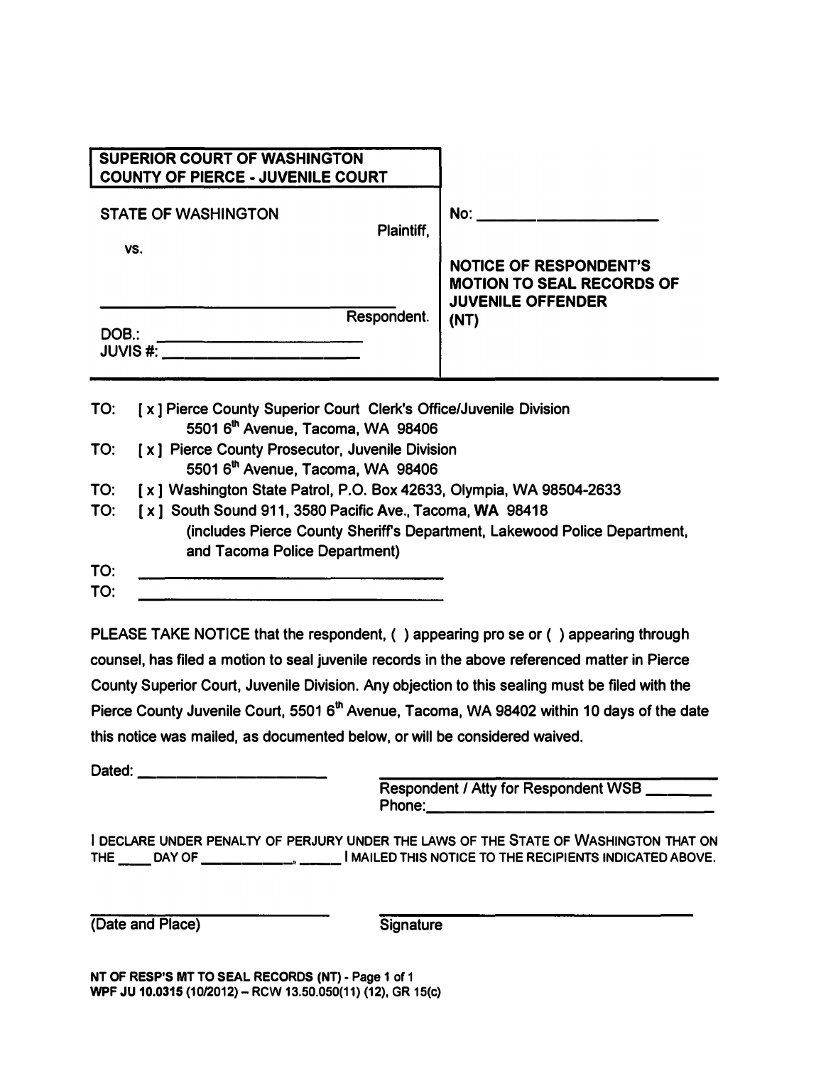| SUPERIOR COURT OF WASHINGTON<br>COUNTY OF PIERCE - JUVENILE COURT | |
|---|---|
| STATE OF WASHINGTON<br>Plaintiff,<br>vs.<br><br>______________________________<br>Respondent.<br>DOB.: ____________________<br>JUVIS #: ____________________ | No: ____________________<br><br>**NOTICE OF RESPONDENT'S MOTION TO SEAL RECORDS OF JUVENILE OFFENDER (NT)** |

TO: [ x ] Pierce County Superior Court Clerk's Office/Juvenile Division
5501 6th Avenue, Tacoma, WA 98406

TO: [ x ] Pierce County Prosecutor, Juvenile Division
5501 6th Avenue, Tacoma, WA 98406

TO: [ x ] Washington State Patrol, P.O. Box 42633, Olympia, WA 98504-2633

TO: [ x ] South Sound 911, 3580 Pacific Ave., Tacoma, WA 98418
(includes Pierce County Sheriff's Department, Lakewood Police Department, and Tacoma Police Department)

TO: ______________________________

TO: ______________________________

PLEASE TAKE NOTICE that the respondent, ( ) appearing pro se or ( ) appearing through counsel, has filed a motion to seal juvenile records in the above referenced matter in Pierce County Superior Court, Juvenile Division. Any objection to this sealing must be filed with the Pierce County Juvenile Court, 5501 6th Avenue, Tacoma, WA 98402 within 10 days of the date this notice was mailed, as documented below, or will be considered waived.

Dated: ____________________

______________________________
Respondent / Atty for Respondent WSB ________
Phone: ______________________________

I DECLARE UNDER PENALTY OF PERJURY UNDER THE LAWS OF THE STATE OF WASHINGTON THAT ON THE ____ DAY OF ___________, _____ I MAILED THIS NOTICE TO THE RECIPIENTS INDICATED ABOVE.

______________________________
(Date and Place)

______________________________
Signature

NT OF RESP'S MT TO SEAL RECORDS (NT)
WPF JU 10.0315 (10/2012) – RCW 13.50.050(11) (12), GR 15(c)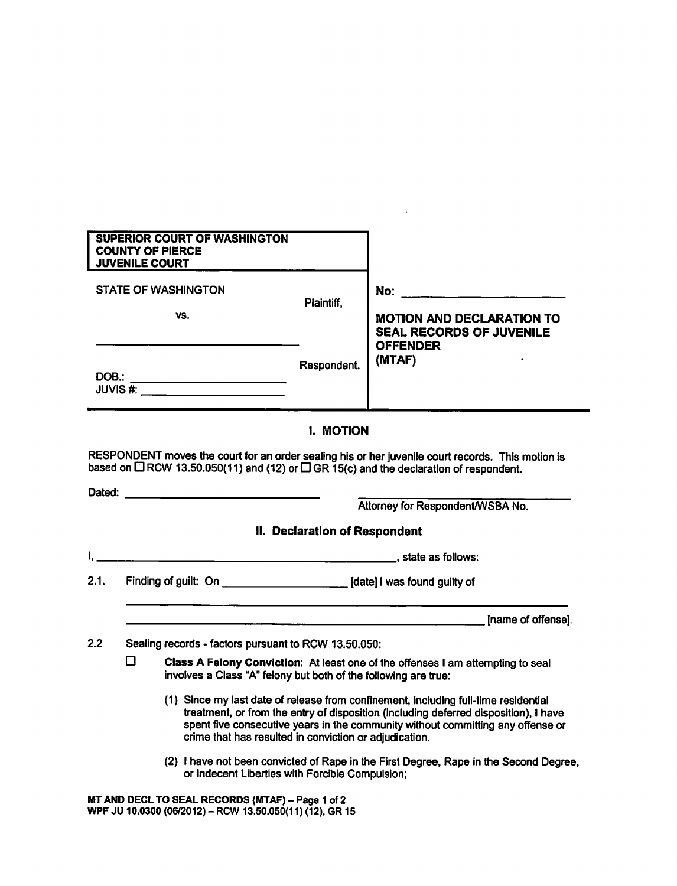| SUPERIOR COURT OF WASHINGTON<br>COUNTY OF PIERCE<br>JUVENILE COURT | |
|---|---|
| STATE OF WASHINGTON Plaintiff,<br><br>vs.<br><br>______________________ Respondent.<br><br>DOB.: ______________________<br>JUVIS #: ______________________ | No: ______________________<br><br>**MOTION AND DECLARATION TO SEAL RECORDS OF JUVENILE OFFENDER (MTAF)** |

## I. MOTION

RESPONDENT moves the court for an order sealing his or her juvenile court records. This motion is based on ☐ RCW 13.50.050(11) and (12) or ☐ GR 15(c) and the declaration of respondent.

Dated: ______________________ ______________________
Attorney for Respondent/WSBA No.

## II. Declaration of Respondent

I, ______________________________________________, state as follows:

2.1. Finding of guilt: On ____________________ [date] I was found guilty of

______________________________________________________________

______________________________________________________________ [name of offense].

2.2 Sealing records - factors pursuant to RCW 13.50.050:

☐ **Class A Felony Conviction**: At least one of the offenses I am attempting to seal involves a Class "A" felony but both of the following are true:

(1) Since my last date of release from confinement, including full-time residential treatment, or from the entry of disposition (including deferred disposition), I have spent five consecutive years in the community without committing any offense or crime that has resulted in conviction or adjudication.

(2) I have not been convicted of Rape in the First Degree, Rape in the Second Degree, or Indecent Liberties with Forcible Compulsion;

MT AND DECL TO SEAL RECORDS (MTAF) – Page 1 of 2
WPF JU 10.0300 (06/2012) – RCW 13.50.050(11) (12), GR 15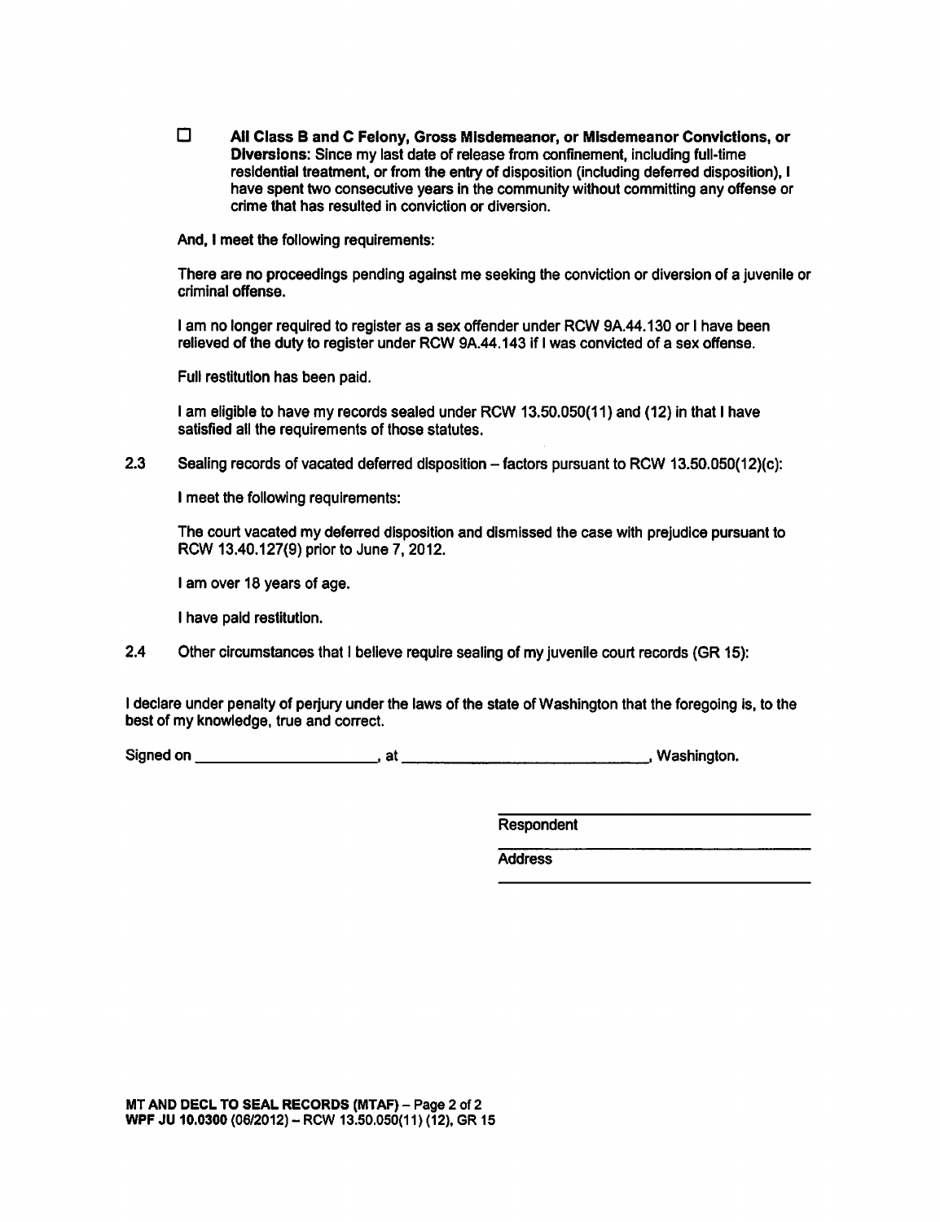☐ **All Class B and C Felony, Gross Misdemeanor, or Misdemeanor Convictions, or Diversions:** Since my last date of release from confinement, including full-time residential treatment, or from the entry of disposition (including deferred disposition), I have spent two consecutive years in the community without committing any offense or crime that has resulted in conviction or diversion.

And, I meet the following requirements:

There are no proceedings pending against me seeking the conviction or diversion of a juvenile or criminal offense.

I am no longer required to register as a sex offender under RCW 9A.44.130 or I have been relieved of the duty to register under RCW 9A.44.143 if I was convicted of a sex offense.

Full restitution has been paid.

I am eligible to have my records sealed under RCW 13.50.050(11) and (12) in that I have satisfied all the requirements of those statutes.

2.3 Sealing records of vacated deferred disposition – factors pursuant to RCW 13.50.050(12)(c):

I meet the following requirements:

The court vacated my deferred disposition and dismissed the case with prejudice pursuant to RCW 13.40.127(9) prior to June 7, 2012.

I am over 18 years of age.

I have paid restitution.

2.4 Other circumstances that I believe require sealing of my juvenile court records (GR 15):

I declare under penalty of perjury under the laws of the state of Washington that the foregoing is, to the best of my knowledge, true and correct.

Signed on ______________________, at ______________________________, Washington.

______________________________
Respondent

______________________________
Address

______________________________

**MT AND DECL TO SEAL RECORDS (MTAF)** – Page 2 of 2
**WPF JU 10.0300** (06/2012) – RCW 13.50.050(11) (12), GR 15